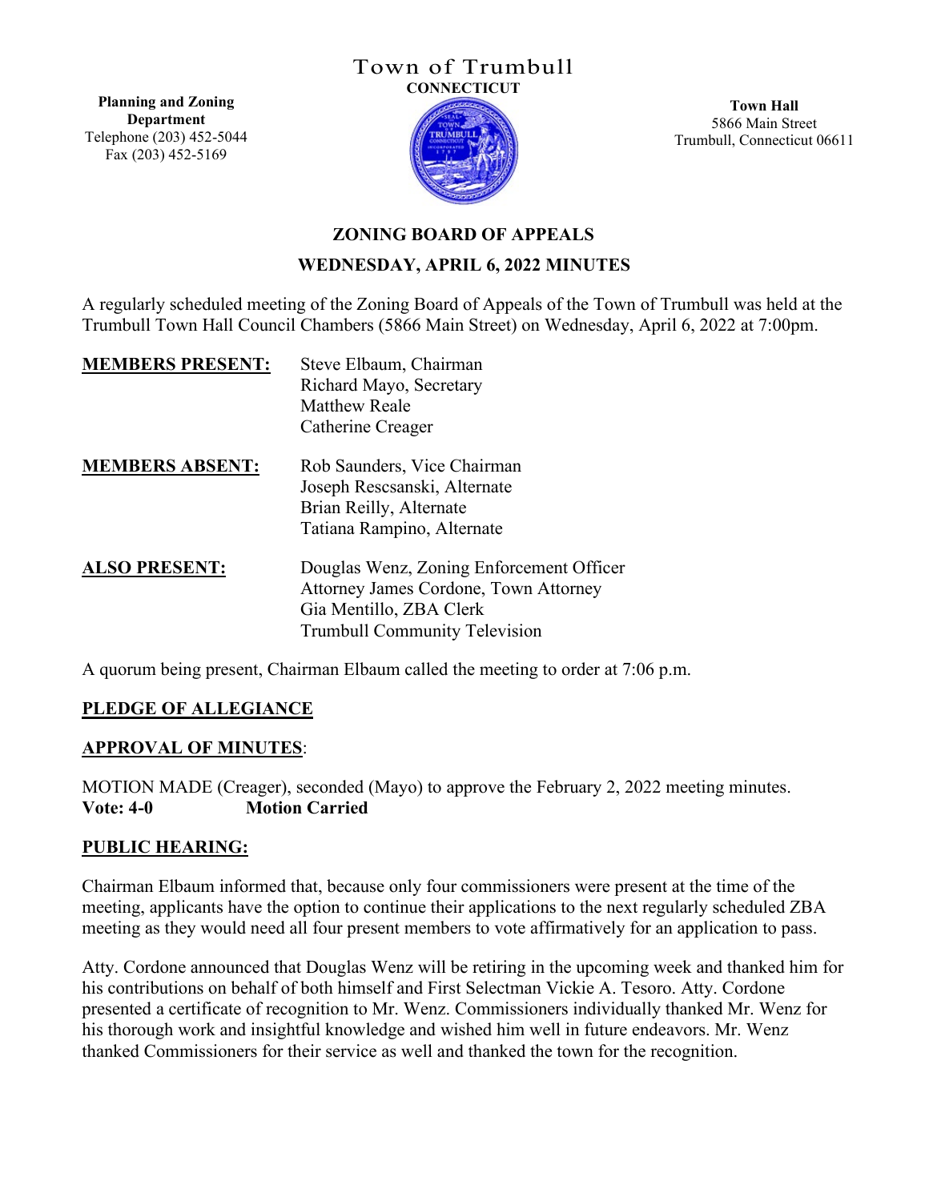# Town of Trumbull

**CONNECTICUT**

**Planning and Zoning Department**
Telephone (203) 452-5044
Fax (203) 452-5169

**Town Hall**
5866 Main Street
Trumbull, Connecticut 06611

## ZONING BOARD OF APPEALS

## WEDNESDAY, APRIL 6, 2022 MINUTES

A regularly scheduled meeting of the Zoning Board of Appeals of the Town of Trumbull was held at the Trumbull Town Hall Council Chambers (5866 Main Street) on Wednesday, April 6, 2022 at 7:00pm.

**MEMBERS PRESENT:**
Steve Elbaum, Chairman
Richard Mayo, Secretary
Matthew Reale
Catherine Creager

**MEMBERS ABSENT:**
Rob Saunders, Vice Chairman
Joseph Rescsanski, Alternate
Brian Reilly, Alternate
Tatiana Rampino, Alternate

**ALSO PRESENT:**
Douglas Wenz, Zoning Enforcement Officer
Attorney James Cordone, Town Attorney
Gia Mentillo, ZBA Clerk
Trumbull Community Television

A quorum being present, Chairman Elbaum called the meeting to order at 7:06 p.m.

**PLEDGE OF ALLEGIANCE**

**APPROVAL OF MINUTES**:

MOTION MADE (Creager), seconded (Mayo) to approve the February 2, 2022 meeting minutes.
**Vote: 4-0 Motion Carried**

**PUBLIC HEARING:**

Chairman Elbaum informed that, because only four commissioners were present at the time of the meeting, applicants have the option to continue their applications to the next regularly scheduled ZBA meeting as they would need all four present members to vote affirmatively for an application to pass.

Atty. Cordone announced that Douglas Wenz will be retiring in the upcoming week and thanked him for his contributions on behalf of both himself and First Selectman Vickie A. Tesoro. Atty. Cordone presented a certificate of recognition to Mr. Wenz. Commissioners individually thanked Mr. Wenz for his thorough work and insightful knowledge and wished him well in future endeavors. Mr. Wenz thanked Commissioners for their service as well and thanked the town for the recognition.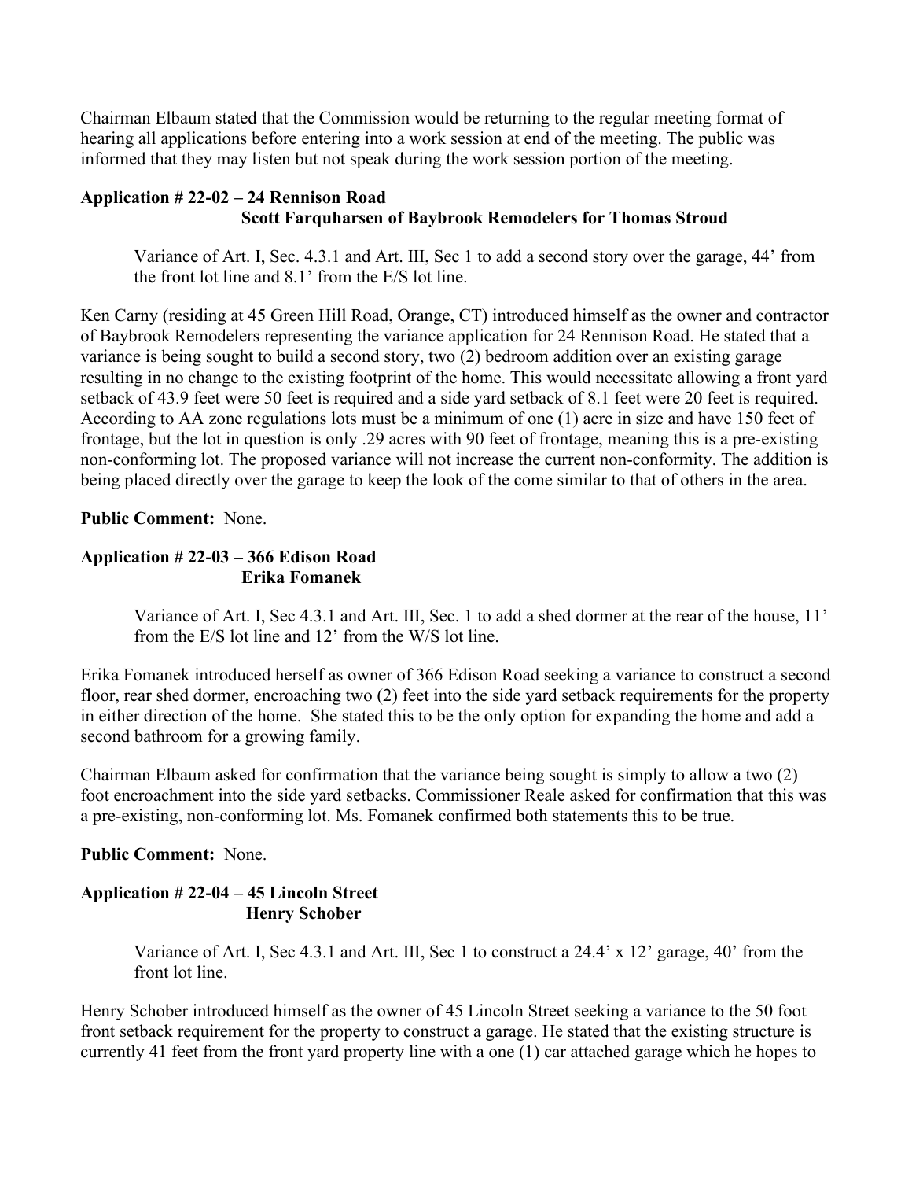Chairman Elbaum stated that the Commission would be returning to the regular meeting format of hearing all applications before entering into a work session at end of the meeting. The public was informed that they may listen but not speak during the work session portion of the meeting.

**Application # 22-02 – 24 Rennison Road**
**Scott Farquharsen of Baybrook Remodelers for Thomas Stroud**

Variance of Art. I, Sec. 4.3.1 and Art. III, Sec 1 to add a second story over the garage, 44' from the front lot line and 8.1' from the E/S lot line.

Ken Carny (residing at 45 Green Hill Road, Orange, CT) introduced himself as the owner and contractor of Baybrook Remodelers representing the variance application for 24 Rennison Road. He stated that a variance is being sought to build a second story, two (2) bedroom addition over an existing garage resulting in no change to the existing footprint of the home. This would necessitate allowing a front yard setback of 43.9 feet were 50 feet is required and a side yard setback of 8.1 feet were 20 feet is required. According to AA zone regulations lots must be a minimum of one (1) acre in size and have 150 feet of frontage, but the lot in question is only .29 acres with 90 feet of frontage, meaning this is a pre-existing non-conforming lot. The proposed variance will not increase the current non-conformity. The addition is being placed directly over the garage to keep the look of the come similar to that of others in the area.

**Public Comment:** None.

**Application # 22-03 – 366 Edison Road**
**Erika Fomanek**

Variance of Art. I, Sec 4.3.1 and Art. III, Sec. 1 to add a shed dormer at the rear of the house, 11' from the E/S lot line and 12' from the W/S lot line.

Erika Fomanek introduced herself as owner of 366 Edison Road seeking a variance to construct a second floor, rear shed dormer, encroaching two (2) feet into the side yard setback requirements for the property in either direction of the home. She stated this to be the only option for expanding the home and add a second bathroom for a growing family.

Chairman Elbaum asked for confirmation that the variance being sought is simply to allow a two (2) foot encroachment into the side yard setbacks. Commissioner Reale asked for confirmation that this was a pre-existing, non-conforming lot. Ms. Fomanek confirmed both statements this to be true.

**Public Comment:** None.

**Application # 22-04 – 45 Lincoln Street**
**Henry Schober**

Variance of Art. I, Sec 4.3.1 and Art. III, Sec 1 to construct a 24.4' x 12' garage, 40' from the front lot line.

Henry Schober introduced himself as the owner of 45 Lincoln Street seeking a variance to the 50 foot front setback requirement for the property to construct a garage. He stated that the existing structure is currently 41 feet from the front yard property line with a one (1) car attached garage which he hopes to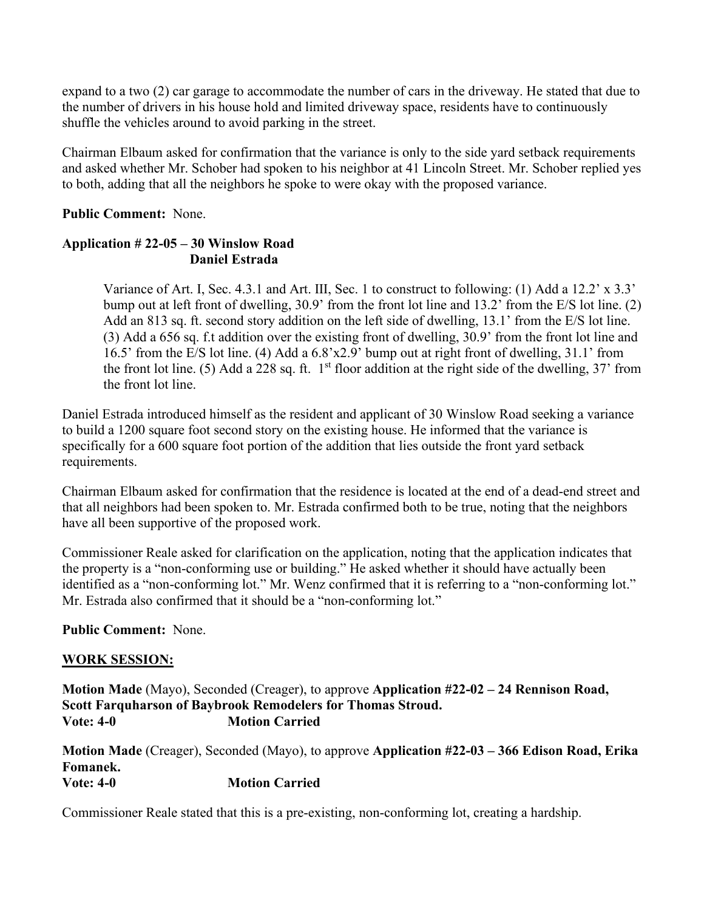expand to a two (2) car garage to accommodate the number of cars in the driveway. He stated that due to the number of drivers in his house hold and limited driveway space, residents have to continuously shuffle the vehicles around to avoid parking in the street.

Chairman Elbaum asked for confirmation that the variance is only to the side yard setback requirements and asked whether Mr. Schober had spoken to his neighbor at 41 Lincoln Street. Mr. Schober replied yes to both, adding that all the neighbors he spoke to were okay with the proposed variance.

**Public Comment:** None.

**Application # 22-05 – 30 Winslow Road**
**Daniel Estrada**

> Variance of Art. I, Sec. 4.3.1 and Art. III, Sec. 1 to construct to following: (1) Add a 12.2' x 3.3' bump out at left front of dwelling, 30.9' from the front lot line and 13.2' from the E/S lot line. (2) Add an 813 sq. ft. second story addition on the left side of dwelling, 13.1' from the E/S lot line. (3) Add a 656 sq. f.t addition over the existing front of dwelling, 30.9' from the front lot line and 16.5' from the E/S lot line. (4) Add a 6.8'x2.9' bump out at right front of dwelling, 31.1' from the front lot line. (5) Add a 228 sq. ft. 1st floor addition at the right side of the dwelling, 37' from the front lot line.

Daniel Estrada introduced himself as the resident and applicant of 30 Winslow Road seeking a variance to build a 1200 square foot second story on the existing house. He informed that the variance is specifically for a 600 square foot portion of the addition that lies outside the front yard setback requirements.

Chairman Elbaum asked for confirmation that the residence is located at the end of a dead-end street and that all neighbors had been spoken to. Mr. Estrada confirmed both to be true, noting that the neighbors have all been supportive of the proposed work.

Commissioner Reale asked for clarification on the application, noting that the application indicates that the property is a "non-conforming use or building." He asked whether it should have actually been identified as a "non-conforming lot." Mr. Wenz confirmed that it is referring to a "non-conforming lot." Mr. Estrada also confirmed that it should be a "non-conforming lot."

**Public Comment:** None.

**WORK SESSION:**

**Motion Made** (Mayo), Seconded (Creager), to approve **Application #22-02 – 24 Rennison Road, Scott Farquharson of Baybrook Remodelers for Thomas Stroud.**
**Vote: 4-0** **Motion Carried**

**Motion Made** (Creager), Seconded (Mayo), to approve **Application #22-03 – 366 Edison Road, Erika Fomanek.**
**Vote: 4-0** **Motion Carried**

Commissioner Reale stated that this is a pre-existing, non-conforming lot, creating a hardship.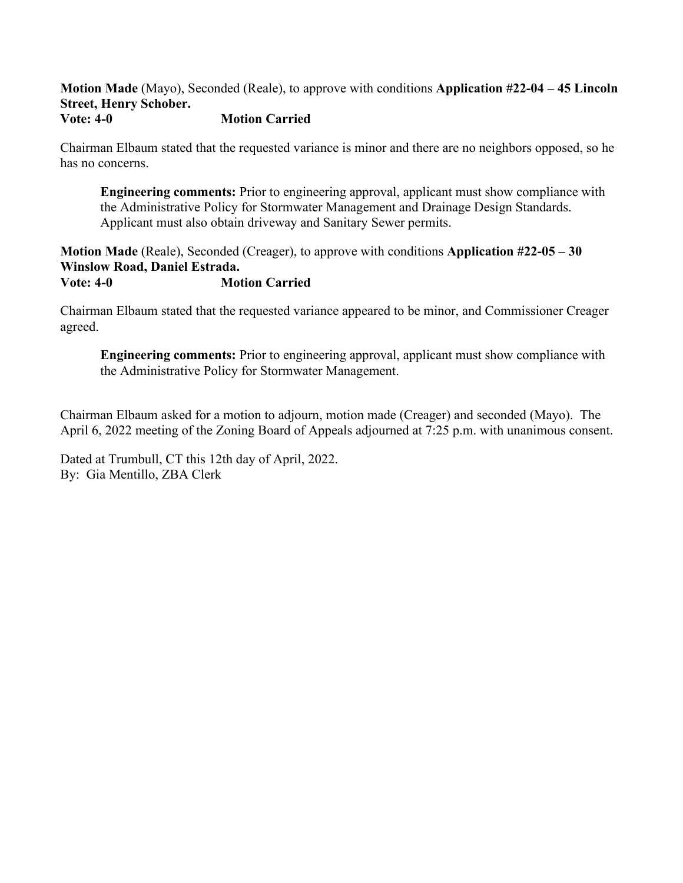**Motion Made** (Mayo), Seconded (Reale), to approve with conditions **Application #22-04 – 45 Lincoln Street, Henry Schober.**
**Vote: 4-0 Motion Carried**

Chairman Elbaum stated that the requested variance is minor and there are no neighbors opposed, so he has no concerns.

> **Engineering comments:** Prior to engineering approval, applicant must show compliance with the Administrative Policy for Stormwater Management and Drainage Design Standards. Applicant must also obtain driveway and Sanitary Sewer permits.

**Motion Made** (Reale), Seconded (Creager), to approve with conditions **Application #22-05 – 30 Winslow Road, Daniel Estrada.**
**Vote: 4-0 Motion Carried**

Chairman Elbaum stated that the requested variance appeared to be minor, and Commissioner Creager agreed.

> **Engineering comments:** Prior to engineering approval, applicant must show compliance with the Administrative Policy for Stormwater Management.

Chairman Elbaum asked for a motion to adjourn, motion made (Creager) and seconded (Mayo). The April 6, 2022 meeting of the Zoning Board of Appeals adjourned at 7:25 p.m. with unanimous consent.

Dated at Trumbull, CT this 12th day of April, 2022.
By: Gia Mentillo, ZBA Clerk